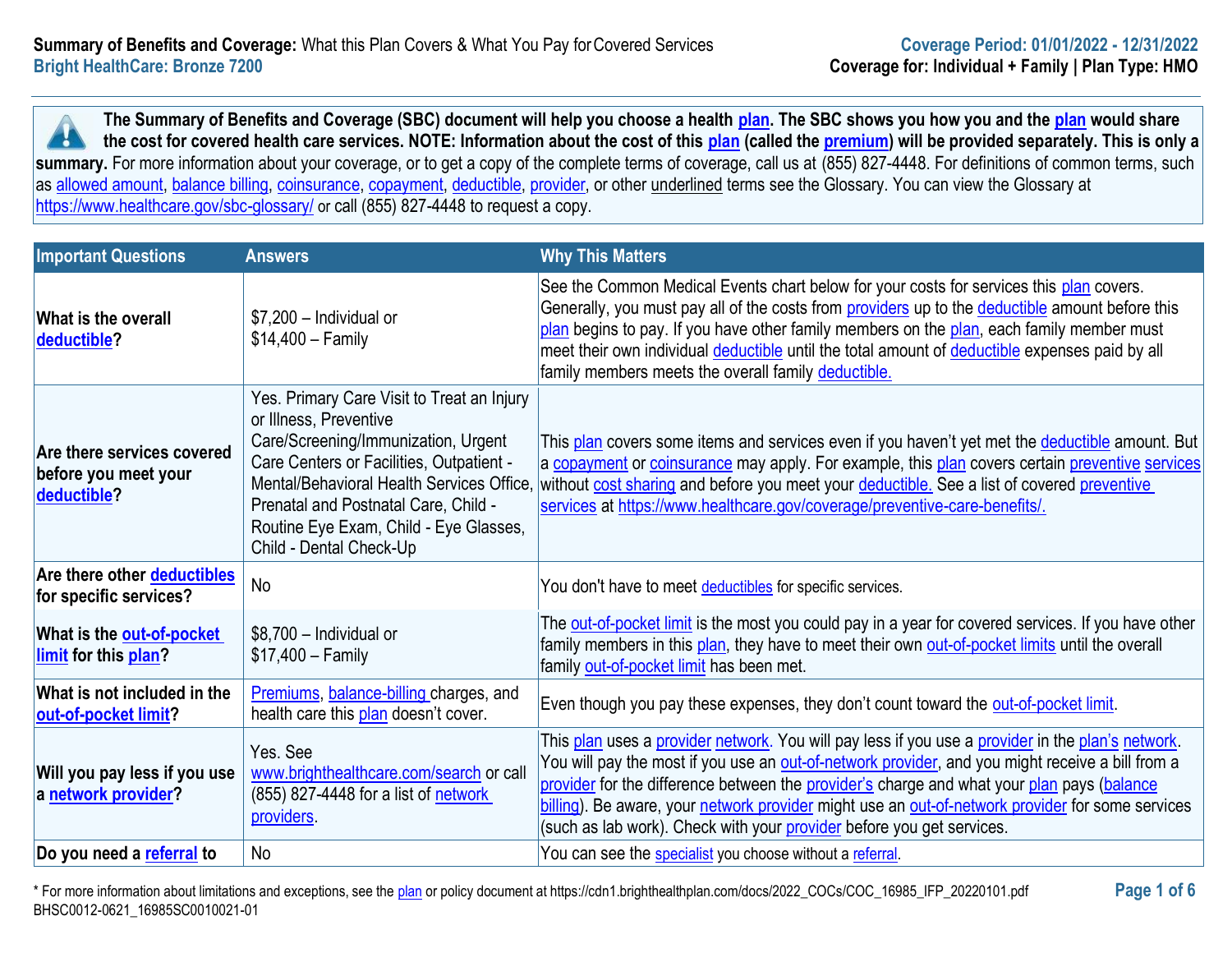**Summary of Benefits and Coverage:** What this Plan Covers & What You Pay for Covered Services
**Bright HealthCare: Bronze 7200**

**Coverage Period: 01/01/2022 - 12/31/2022**
**Coverage for: Individual + Family | Plan Type: HMO**

**The Summary of Benefits and Coverage (SBC) document will help you choose a health plan. The SBC shows you how you and the plan would share the cost for covered health care services. NOTE: Information about the cost of this plan (called the premium) will be provided separately. This is only a summary.** For more information about your coverage, or to get a copy of the complete terms of coverage, call us at (855) 827-4448. For definitions of common terms, such as allowed amount, balance billing, coinsurance, copayment, deductible, provider, or other underlined terms see the Glossary. You can view the Glossary at https://www.healthcare.gov/sbc-glossary/ or call (855) 827-4448 to request a copy.

| Important Questions | Answers | Why This Matters |
|---|---|---|
| **What is the overall deductible?** | $7,200 – Individual or $14,400 – Family | See the Common Medical Events chart below for your costs for services this plan covers. Generally, you must pay all of the costs from providers up to the deductible amount before this plan begins to pay. If you have other family members on the plan, each family member must meet their own individual deductible until the total amount of deductible expenses paid by all family members meets the overall family deductible. |
| **Are there services covered before you meet your deductible?** | Yes. Primary Care Visit to Treat an Injury or Illness, Preventive Care/Screening/Immunization, Urgent Care Centers or Facilities, Outpatient - Mental/Behavioral Health Services Office, Prenatal and Postnatal Care, Child - Routine Eye Exam, Child - Eye Glasses, Child - Dental Check-Up | This plan covers some items and services even if you haven't yet met the deductible amount. But a copayment or coinsurance may apply. For example, this plan covers certain preventive services without cost sharing and before you meet your deductible. See a list of covered preventive services at https://www.healthcare.gov/coverage/preventive-care-benefits/. |
| **Are there other deductibles for specific services?** | No | You don't have to meet deductibles for specific services. |
| **What is the out-of-pocket limit for this plan?** | $8,700 – Individual or $17,400 – Family | The out-of-pocket limit is the most you could pay in a year for covered services. If you have other family members in this plan, they have to meet their own out-of-pocket limits until the overall family out-of-pocket limit has been met. |
| **What is not included in the out-of-pocket limit?** | Premiums, balance-billing charges, and health care this plan doesn't cover. | Even though you pay these expenses, they don't count toward the out-of-pocket limit. |
| **Will you pay less if you use a network provider?** | Yes. See www.brighthealthcare.com/search or call (855) 827-4448 for a list of network providers. | This plan uses a provider network. You will pay less if you use a provider in the plan's network. You will pay the most if you use an out-of-network provider, and you might receive a bill from a provider for the difference between the provider's charge and what your plan pays (balance billing). Be aware, your network provider might use an out-of-network provider for some services (such as lab work). Check with your provider before you get services. |
| **Do you need a referral to** | No | You can see the specialist you choose without a referral. |

\* For more information about limitations and exceptions, see the plan or policy document at https://cdn1.brighthealthplan.com/docs/2022_COCs/COC_16985_IFP_20220101.pdf
BHSC0012-0621_16985SC0010021-01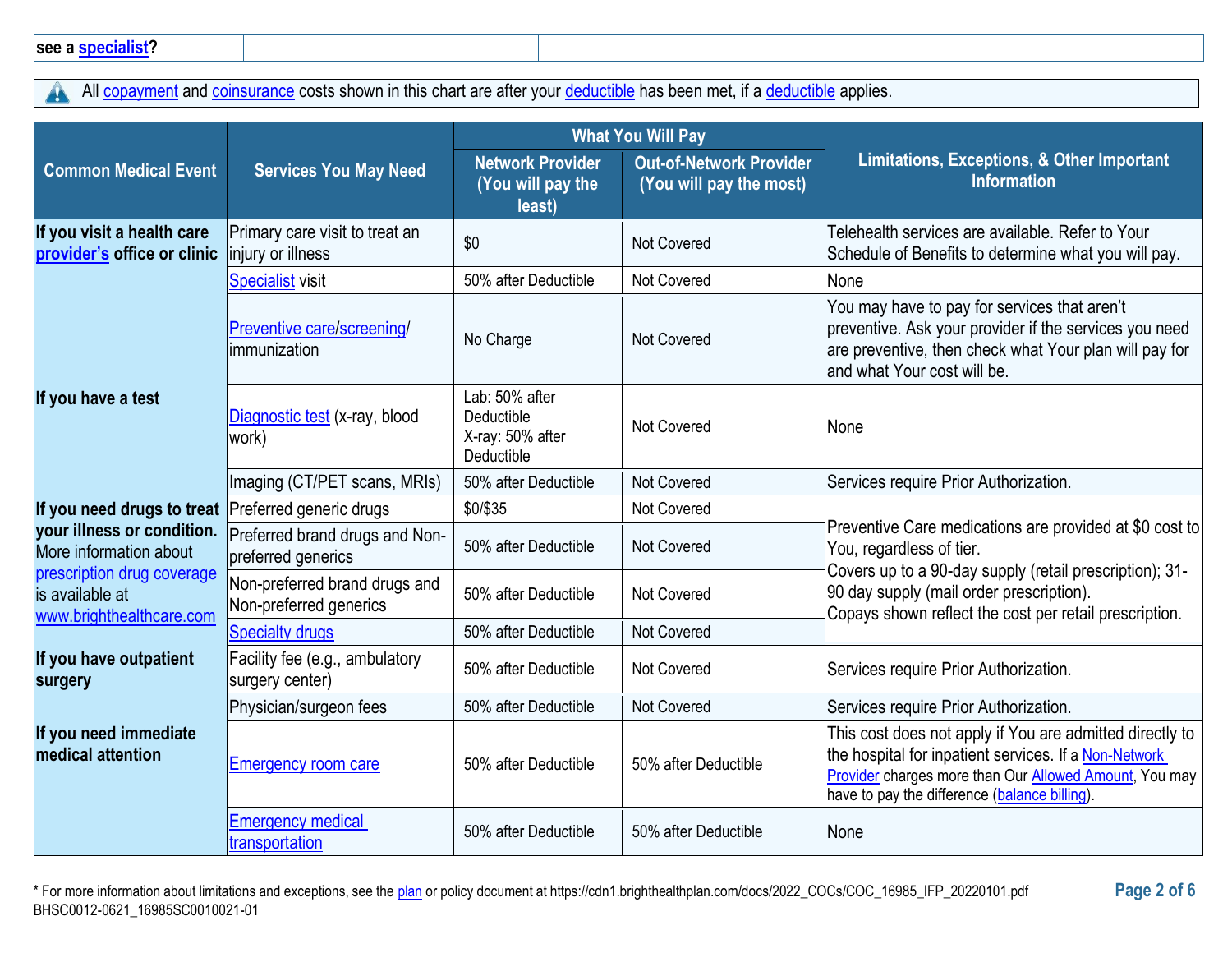| see a specialist? | | |
|---|---|---|

All copayment and coinsurance costs shown in this chart are after your deductible has been met, if a deductible applies.

| Common Medical Event | Services You May Need | What You Will Pay | | Limitations, Exceptions, & Other Important Information |
|---|---|---|---|---|
| | | Network Provider (You will pay the least) | Out-of-Network Provider (You will pay the most) | |
| If you visit a health care provider's office or clinic | Primary care visit to treat an injury or illness | $0 | Not Covered | Telehealth services are available. Refer to Your Schedule of Benefits to determine what you will pay. |
| | Specialist visit | 50% after Deductible | Not Covered | None |
| | Preventive care/screening/ immunization | No Charge | Not Covered | You may have to pay for services that aren't preventive. Ask your provider if the services you need are preventive, then check what Your plan will pay for and what Your cost will be. |
| If you have a test | Diagnostic test (x-ray, blood work) | Lab: 50% after Deductible<br>X-ray: 50% after Deductible | Not Covered | None |
| | Imaging (CT/PET scans, MRIs) | 50% after Deductible | Not Covered | Services require Prior Authorization. |
| If you need drugs to treat your illness or condition. More information about prescription drug coverage is available at www.brighthealthcare.com | Preferred generic drugs | $0/$35 | Not Covered | Preventive Care medications are provided at $0 cost to You, regardless of tier.<br>Covers up to a 90-day supply (retail prescription); 31-90 day supply (mail order prescription).<br>Copays shown reflect the cost per retail prescription. |
| | Preferred brand drugs and Non-preferred generics | 50% after Deductible | Not Covered | |
| | Non-preferred brand drugs and Non-preferred generics | 50% after Deductible | Not Covered | |
| | Specialty drugs | 50% after Deductible | Not Covered | |
| If you have outpatient surgery | Facility fee (e.g., ambulatory surgery center) | 50% after Deductible | Not Covered | Services require Prior Authorization. |
| | Physician/surgeon fees | 50% after Deductible | Not Covered | Services require Prior Authorization. |
| If you need immediate medical attention | Emergency room care | 50% after Deductible | 50% after Deductible | This cost does not apply if You are admitted directly to the hospital for inpatient services. If a Non-Network Provider charges more than Our Allowed Amount, You may have to pay the difference (balance billing). |
| | Emergency medical transportation | 50% after Deductible | 50% after Deductible | None |

* For more information about limitations and exceptions, see the plan or policy document at https://cdn1.brighthealthplan.com/docs/2022_COCs/COC_16985_IFP_20220101.pdf
BHSC0012-0621_16985SC0010021-01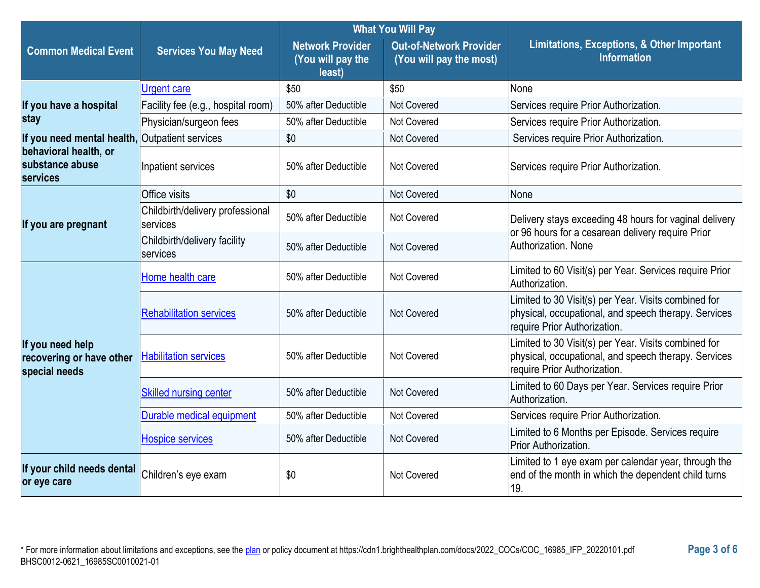| Common Medical Event | Services You May Need | What You Will Pay | | Limitations, Exceptions, & Other Important Information |
|---|---|---|---|---|
| | | Network Provider (You will pay the least) | Out-of-Network Provider (You will pay the most) | |
| If you have a hospital stay | Urgent care | $50 | $50 | None |
| | Facility fee (e.g., hospital room) | 50% after Deductible | Not Covered | Services require Prior Authorization. |
| | Physician/surgeon fees | 50% after Deductible | Not Covered | Services require Prior Authorization. |
| If you need mental health, behavioral health, or substance abuse services | Outpatient services | $0 | Not Covered | Services require Prior Authorization. |
| | Inpatient services | 50% after Deductible | Not Covered | Services require Prior Authorization. |
| If you are pregnant | Office visits | $0 | Not Covered | None |
| | Childbirth/delivery professional services | 50% after Deductible | Not Covered | Delivery stays exceeding 48 hours for vaginal delivery or 96 hours for a cesarean delivery require Prior Authorization. None |
| | Childbirth/delivery facility services | 50% after Deductible | Not Covered | |
| If you need help recovering or have other special needs | Home health care | 50% after Deductible | Not Covered | Limited to 60 Visit(s) per Year. Services require Prior Authorization. |
| | Rehabilitation services | 50% after Deductible | Not Covered | Limited to 30 Visit(s) per Year. Visits combined for physical, occupational, and speech therapy. Services require Prior Authorization. |
| | Habilitation services | 50% after Deductible | Not Covered | Limited to 30 Visit(s) per Year. Visits combined for physical, occupational, and speech therapy. Services require Prior Authorization. |
| | Skilled nursing center | 50% after Deductible | Not Covered | Limited to 60 Days per Year. Services require Prior Authorization. |
| | Durable medical equipment | 50% after Deductible | Not Covered | Services require Prior Authorization. |
| | Hospice services | 50% after Deductible | Not Covered | Limited to 6 Months per Episode. Services require Prior Authorization. |
| If your child needs dental or eye care | Children's eye exam | $0 | Not Covered | Limited to 1 eye exam per calendar year, through the end of the month in which the dependent child turns 19. |

* For more information about limitations and exceptions, see the plan or policy document at https://cdn1.brighthealthplan.com/docs/2022_COCs/COC_16985_IFP_20220101.pdf
BHSC0012-0621_16985SC0010021-01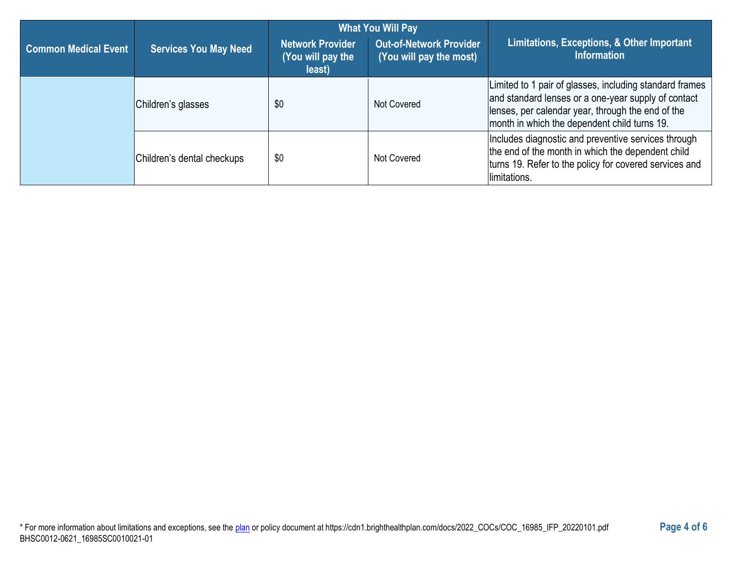| Common Medical Event | Services You May Need | What You Will Pay | | Limitations, Exceptions, & Other Important Information |
|---|---|---|---|---|
| | | Network Provider (You will pay the least) | Out-of-Network Provider (You will pay the most) | |
| | Children's glasses | $0 | Not Covered | Limited to 1 pair of glasses, including standard frames and standard lenses or a one-year supply of contact lenses, per calendar year, through the end of the month in which the dependent child turns 19. |
| | Children's dental checkups | $0 | Not Covered | Includes diagnostic and preventive services through the end of the month in which the dependent child turns 19. Refer to the policy for covered services and limitations. |

* For more information about limitations and exceptions, see the plan or policy document at https://cdn1.brighthealthplan.com/docs/2022_COCs/COC_16985_IFP_20220101.pdf
BHSC0012-0621_16985SC0010021-01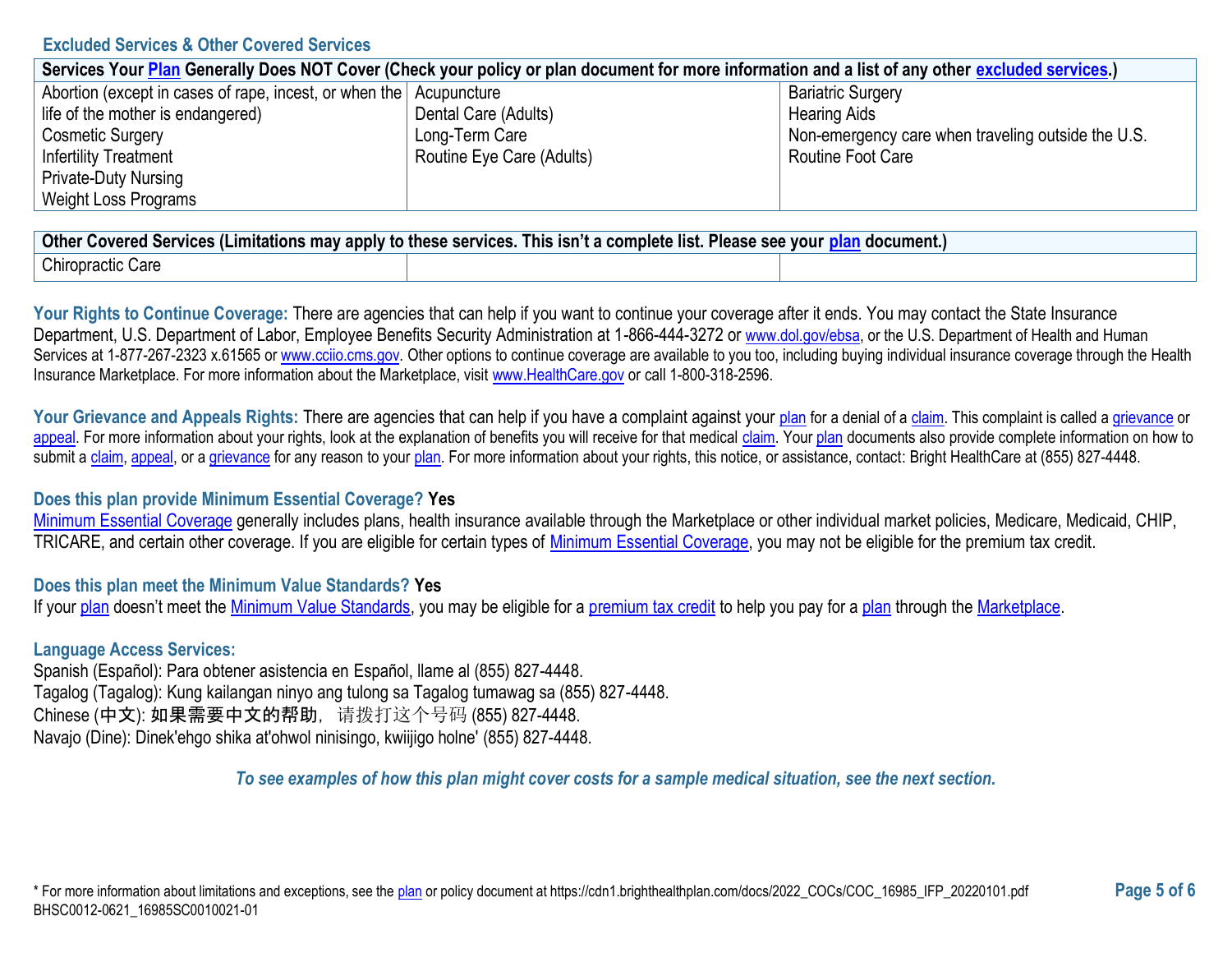## Excluded Services & Other Covered Services

| Services Your Plan Generally Does NOT Cover (Check your policy or plan document for more information and a list of any other excluded services.) | | |
|---|---|---|
| Abortion (except in cases of rape, incest, or when the life of the mother is endangered)<br>Cosmetic Surgery<br>Infertility Treatment<br>Private-Duty Nursing<br>Weight Loss Programs | Acupuncture<br>Dental Care (Adults)<br>Long-Term Care<br>Routine Eye Care (Adults) | Bariatric Surgery<br>Hearing Aids<br>Non-emergency care when traveling outside the U.S.<br>Routine Foot Care |

| Other Covered Services (Limitations may apply to these services. This isn't a complete list. Please see your plan document.) | | |
|---|---|---|
| Chiropractic Care | | |

**Your Rights to Continue Coverage:** There are agencies that can help if you want to continue your coverage after it ends. You may contact the State Insurance Department, U.S. Department of Labor, Employee Benefits Security Administration at 1-866-444-3272 or www.dol.gov/ebsa, or the U.S. Department of Health and Human Services at 1-877-267-2323 x.61565 or www.cciio.cms.gov. Other options to continue coverage are available to you too, including buying individual insurance coverage through the Health Insurance Marketplace. For more information about the Marketplace, visit www.HealthCare.gov or call 1-800-318-2596.

**Your Grievance and Appeals Rights:** There are agencies that can help if you have a complaint against your plan for a denial of a claim. This complaint is called a grievance or appeal. For more information about your rights, look at the explanation of benefits you will receive for that medical claim. Your plan documents also provide complete information on how to submit a claim, appeal, or a grievance for any reason to your plan. For more information about your rights, this notice, or assistance, contact: Bright HealthCare at (855) 827-4448.

**Does this plan provide Minimum Essential Coverage? Yes**

Minimum Essential Coverage generally includes plans, health insurance available through the Marketplace or other individual market policies, Medicare, Medicaid, CHIP, TRICARE, and certain other coverage. If you are eligible for certain types of Minimum Essential Coverage, you may not be eligible for the premium tax credit.

**Does this plan meet the Minimum Value Standards? Yes**

If your plan doesn't meet the Minimum Value Standards, you may be eligible for a premium tax credit to help you pay for a plan through the Marketplace.

**Language Access Services:**

Spanish (Español): Para obtener asistencia en Español, llame al (855) 827-4448.
Tagalog (Tagalog): Kung kailangan ninyo ang tulong sa Tagalog tumawag sa (855) 827-4448.
Chinese (中文): 如果需要中文的帮助，请拨打这个号码 (855) 827-4448.
Navajo (Dine): Dinek'ehgo shika at'ohwol ninisingo, kwiijigo holne' (855) 827-4448.

*To see examples of how this plan might cover costs for a sample medical situation, see the next section.*

* For more information about limitations and exceptions, see the plan or policy document at https://cdn1.brighthealthplan.com/docs/2022_COCs/COC_16985_IFP_20220101.pdf
BHSC0012-0621_16985SC0010021-01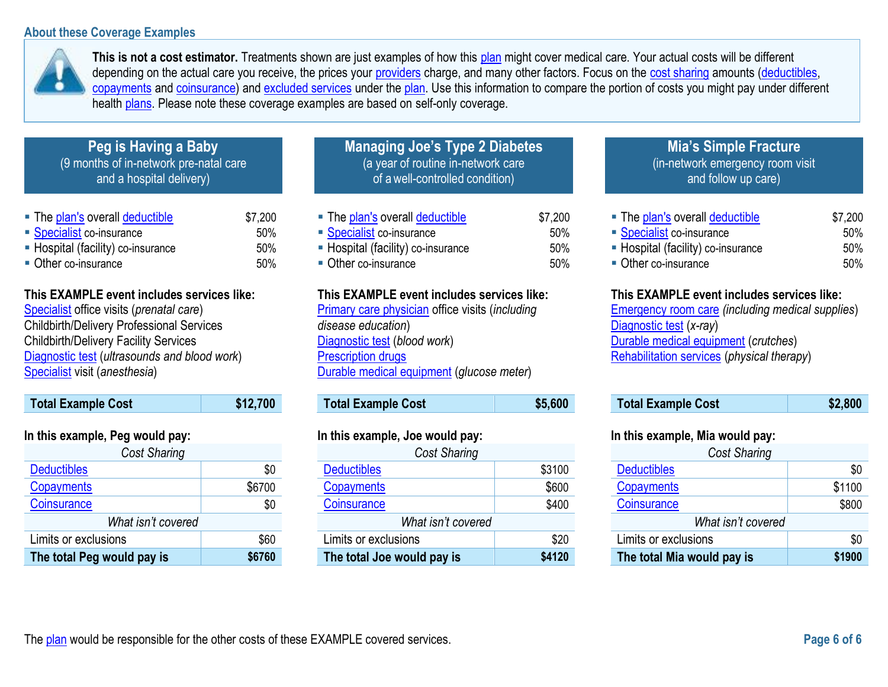## About these Coverage Examples

**This is not a cost estimator.** Treatments shown are just examples of how this plan might cover medical care. Your actual costs will be different depending on the actual care you receive, the prices your providers charge, and many other factors. Focus on the cost sharing amounts (deductibles, copayments and coinsurance) and excluded services under the plan. Use this information to compare the portion of costs you might pay under different health plans. Please note these coverage examples are based on self-only coverage.

### Peg is Having a Baby
(9 months of in-network pre-natal care and a hospital delivery)

- The plan's overall deductible $7,200
- Specialist co-insurance 50%
- Hospital (facility) co-insurance 50%
- Other co-insurance 50%

**This EXAMPLE event includes services like:**
Specialist office visits (*prenatal care*)
Childbirth/Delivery Professional Services
Childbirth/Delivery Facility Services
Diagnostic test (*ultrasounds and blood work*)
Specialist visit (*anesthesia*)

| **Total Example Cost** | **$12,700** |
|---|---|

**In this example, Peg would pay:**

| *Cost Sharing* | |
|---|---|
| Deductibles | $0 |
| Copayments | $6700 |
| Coinsurance | $0 |
| *What isn't covered* | |
| Limits or exclusions | $60 |
| **The total Peg would pay is** | **$6760** |

### Managing Joe's Type 2 Diabetes
(a year of routine in-network care of a well-controlled condition)

- The plan's overall deductible $7,200
- Specialist co-insurance 50%
- Hospital (facility) co-insurance 50%
- Other co-insurance 50%

**This EXAMPLE event includes services like:**
Primary care physician office visits (*including disease education*)
Diagnostic test (*blood work*)
Prescription drugs
Durable medical equipment (*glucose meter*)

| **Total Example Cost** | **$5,600** |
|---|---|

**In this example, Joe would pay:**

| *Cost Sharing* | |
|---|---|
| Deductibles | $3100 |
| Copayments | $600 |
| Coinsurance | $400 |
| *What isn't covered* | |
| Limits or exclusions | $20 |
| **The total Joe would pay is** | **$4120** |

### Mia's Simple Fracture
(in-network emergency room visit and follow up care)

- The plan's overall deductible $7,200
- Specialist co-insurance 50%
- Hospital (facility) co-insurance 50%
- Other co-insurance 50%

**This EXAMPLE event includes services like:**
Emergency room care *(including medical supplies)*
Diagnostic test (*x-ray*)
Durable medical equipment (*crutches*)
Rehabilitation services (*physical therapy*)

| **Total Example Cost** | **$2,800** |
|---|---|

**In this example, Mia would pay:**

| *Cost Sharing* | |
|---|---|
| Deductibles | $0 |
| Copayments | $1100 |
| Coinsurance | $800 |
| *What isn't covered* | |
| Limits or exclusions | $0 |
| **The total Mia would pay is** | **$1900** |

The plan would be responsible for the other costs of these EXAMPLE covered services.